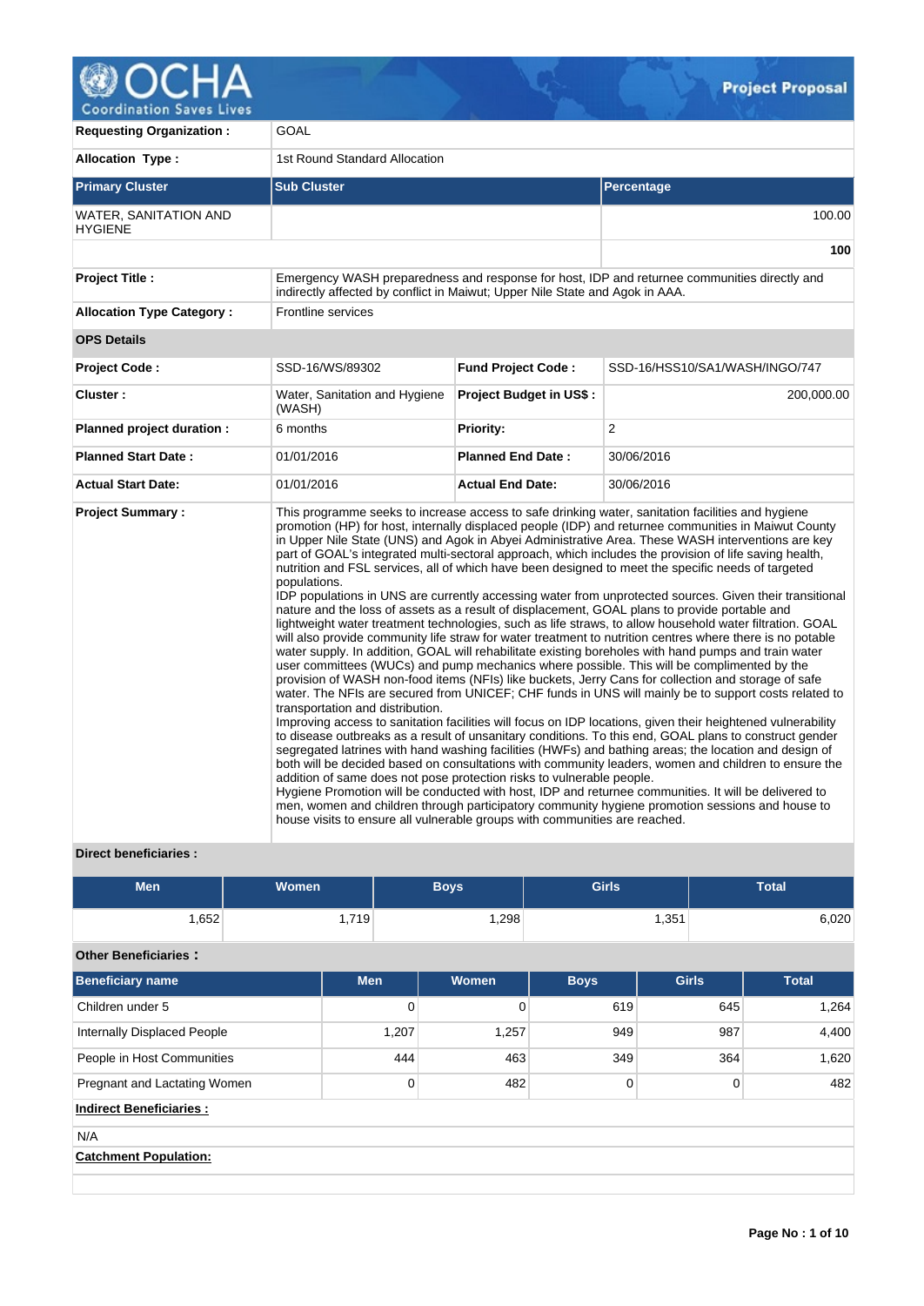# Project Proposal

| | | | |
|---|---|---|---|
| **Requesting Organization :** | GOAL | | |
| **Allocation Type :** | 1st Round Standard Allocation | | |

| Primary Cluster | Sub Cluster | Percentage |
|---|---|---|
| WATER, SANITATION AND HYGIENE | | 100.00 |
| | | **100** |

| | |
|---|---|
| **Project Title :** | Emergency WASH preparedness and response for host, IDP and returnee communities directly and indirectly affected by conflict in Maiwut; Upper Nile State and Agok in AAA. |
| **Allocation Type Category :** | Frontline services |

**OPS Details**

| | | | |
|---|---|---|---|
| **Project Code :** | SSD-16/WS/89302 | **Fund Project Code :** | SSD-16/HSS10/SA1/WASH/INGO/747 |
| **Cluster :** | Water, Sanitation and Hygiene (WASH) | **Project Budget in US$ :** | 200,000.00 |
| **Planned project duration :** | 6 months | **Priority:** | 2 |
| **Planned Start Date :** | 01/01/2016 | **Planned End Date :** | 30/06/2016 |
| **Actual Start Date:** | 01/01/2016 | **Actual End Date:** | 30/06/2016 |

**Project Summary :**

This programme seeks to increase access to safe drinking water, sanitation facilities and hygiene promotion (HP) for host, internally displaced people (IDP) and returnee communities in Maiwut County in Upper Nile State (UNS) and Agok in Abyei Administrative Area. These WASH interventions are key part of GOAL's integrated multi-sectoral approach, which includes the provision of life saving health, nutrition and FSL services, all of which have been designed to meet the specific needs of targeted populations.
IDP populations in UNS are currently accessing water from unprotected sources. Given their transitional nature and the loss of assets as a result of displacement, GOAL plans to provide portable and lightweight water treatment technologies, such as life straws, to allow household water filtration. GOAL will also provide community life straw for water treatment to nutrition centres where there is no potable water supply. In addition, GOAL will rehabilitate existing boreholes with hand pumps and train water user committees (WUCs) and pump mechanics where possible. This will be complimented by the provision of WASH non-food items (NFIs) like buckets, Jerry Cans for collection and storage of safe water. The NFIs are secured from UNICEF; CHF funds in UNS will mainly be to support costs related to transportation and distribution.
Improving access to sanitation facilities will focus on IDP locations, given their heightened vulnerability to disease outbreaks as a result of unsanitary conditions. To this end, GOAL plans to construct gender segregated latrines with hand washing facilities (HWFs) and bathing areas; the location and design of both will be decided based on consultations with community leaders, women and children to ensure the addition of same does not pose protection risks to vulnerable people.
Hygiene Promotion will be conducted with host, IDP and returnee communities. It will be delivered to men, women and children through participatory community hygiene promotion sessions and house to house visits to ensure all vulnerable groups with communities are reached.

**Direct beneficiaries :**

| Men | Women | Boys | Girls | Total |
|---|---|---|---|---|
| 1,652 | 1,719 | 1,298 | 1,351 | 6,020 |

**Other Beneficiaries :**

| Beneficiary name | Men | Women | Boys | Girls | Total |
|---|---|---|---|---|---|
| Children under 5 | 0 | 0 | 619 | 645 | 1,264 |
| Internally Displaced People | 1,207 | 1,257 | 949 | 987 | 4,400 |
| People in Host Communities | 444 | 463 | 349 | 364 | 1,620 |
| Pregnant and Lactating Women | 0 | 482 | 0 | 0 | 482 |

**Indirect Beneficiaries :**

N/A

**Catchment Population:**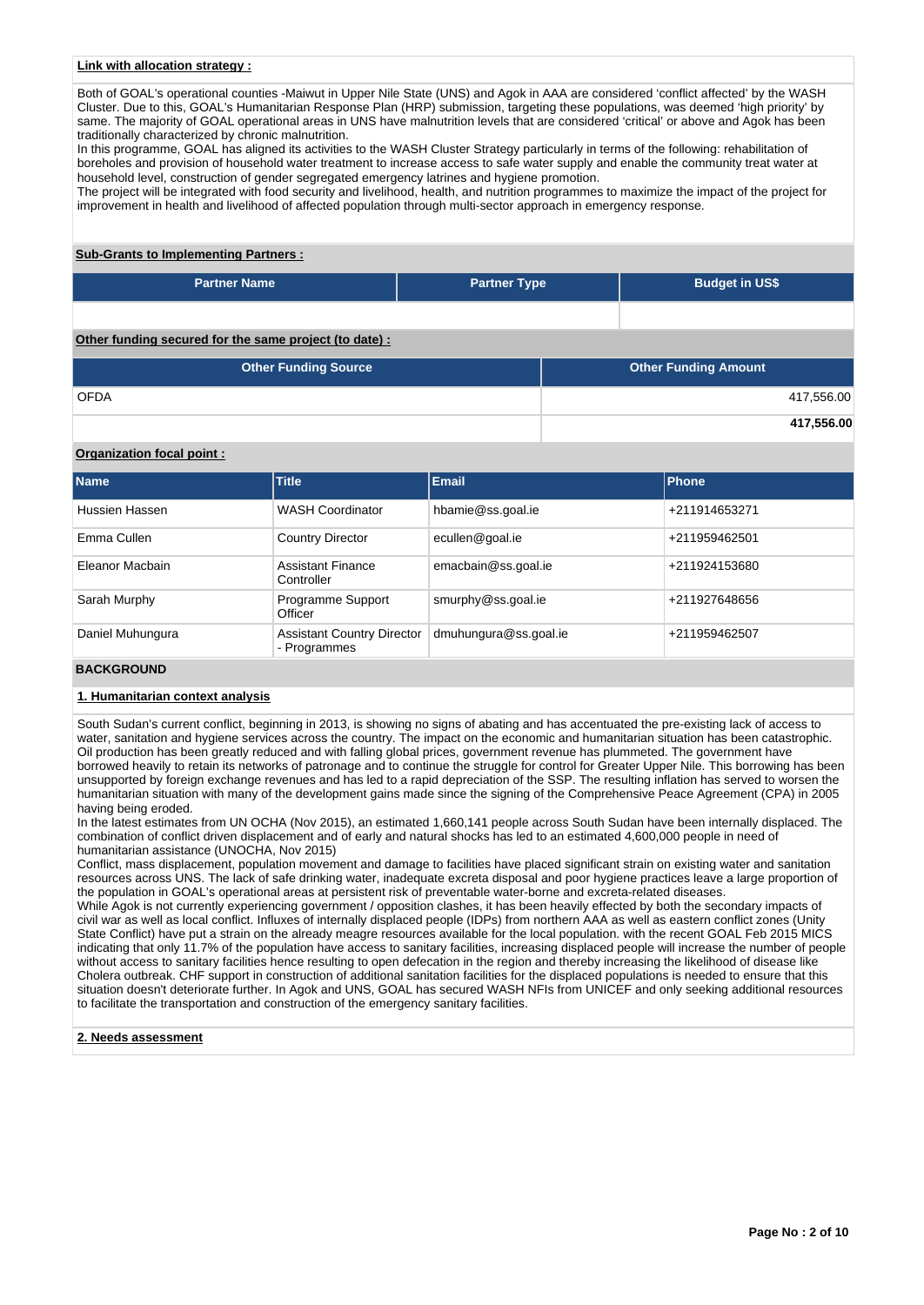**Link with allocation strategy :**

Both of GOAL's operational counties -Maiwut in Upper Nile State (UNS) and Agok in AAA are considered 'conflict affected' by the WASH Cluster. Due to this, GOAL's Humanitarian Response Plan (HRP) submission, targeting these populations, was deemed 'high priority' by same. The majority of GOAL operational areas in UNS have malnutrition levels that are considered 'critical' or above and Agok has been traditionally characterized by chronic malnutrition.
In this programme, GOAL has aligned its activities to the WASH Cluster Strategy particularly in terms of the following: rehabilitation of boreholes and provision of household water treatment to increase access to safe water supply and enable the community treat water at household level, construction of gender segregated emergency latrines and hygiene promotion.
The project will be integrated with food security and livelihood, health, and nutrition programmes to maximize the impact of the project for improvement in health and livelihood of affected population through multi-sector approach in emergency response.

**Sub-Grants to Implementing Partners :**

| Partner Name | Partner Type | Budget in US$ |
|---|---|---|
| | | |

**Other funding secured for the same project (to date) :**

| Other Funding Source | Other Funding Amount |
|---|---|
| OFDA | 417,556.00 |
| | **417,556.00** |

**Organization focal point :**

| Name | Title | Email | Phone |
|---|---|---|---|
| Hussien Hassen | WASH Coordinator | hbamie@ss.goal.ie | +211914653271 |
| Emma Cullen | Country Director | ecullen@goal.ie | +211959462501 |
| Eleanor Macbain | Assistant Finance Controller | emacbain@ss.goal.ie | +211924153680 |
| Sarah Murphy | Programme Support Officer | smurphy@ss.goal.ie | +211927648656 |
| Daniel Muhungura | Assistant Country Director - Programmes | dmuhungura@ss.goal.ie | +211959462507 |

## BACKGROUND

**1. Humanitarian context analysis**

South Sudan's current conflict, beginning in 2013, is showing no signs of abating and has accentuated the pre-existing lack of access to water, sanitation and hygiene services across the country. The impact on the economic and humanitarian situation has been catastrophic. Oil production has been greatly reduced and with falling global prices, government revenue has plummeted. The government have borrowed heavily to retain its networks of patronage and to continue the struggle for control for Greater Upper Nile. This borrowing has been unsupported by foreign exchange revenues and has led to a rapid depreciation of the SSP. The resulting inflation has served to worsen the humanitarian situation with many of the development gains made since the signing of the Comprehensive Peace Agreement (CPA) in 2005 having being eroded.
In the latest estimates from UN OCHA (Nov 2015), an estimated 1,660,141 people across South Sudan have been internally displaced. The combination of conflict driven displacement and of early and natural shocks has led to an estimated 4,600,000 people in need of humanitarian assistance (UNOCHA, Nov 2015)
Conflict, mass displacement, population movement and damage to facilities have placed significant strain on existing water and sanitation resources across UNS. The lack of safe drinking water, inadequate excreta disposal and poor hygiene practices leave a large proportion of the population in GOAL's operational areas at persistent risk of preventable water-borne and excreta-related diseases.
While Agok is not currently experiencing government / opposition clashes, it has been heavily effected by both the secondary impacts of civil war as well as local conflict. Influxes of internally displaced people (IDPs) from northern AAA as well as eastern conflict zones (Unity State Conflict) have put a strain on the already meagre resources available for the local population. with the recent GOAL Feb 2015 MICS indicating that only 11.7% of the population have access to sanitary facilities, increasing displaced people will increase the number of people without access to sanitary facilities hence resulting to open defecation in the region and thereby increasing the likelihood of disease like Cholera outbreak. CHF support in construction of additional sanitation facilities for the displaced populations is needed to ensure that this situation doesn't deteriorate further. In Agok and UNS, GOAL has secured WASH NFIs from UNICEF and only seeking additional resources to facilitate the transportation and construction of the emergency sanitary facilities.

**2. Needs assessment**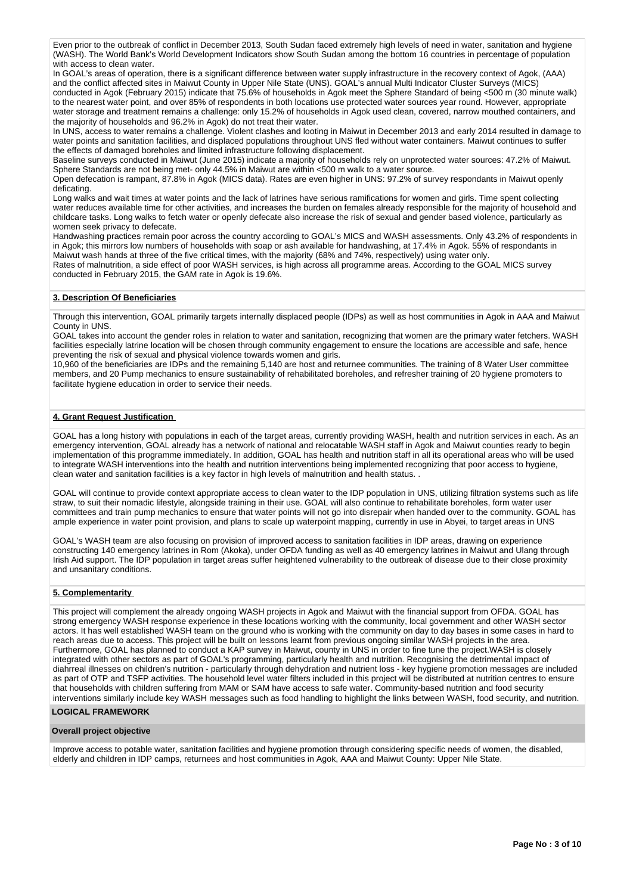Even prior to the outbreak of conflict in December 2013, South Sudan faced extremely high levels of need in water, sanitation and hygiene (WASH). The World Bank's World Development Indicators show South Sudan among the bottom 16 countries in percentage of population with access to clean water.

In GOAL's areas of operation, there is a significant difference between water supply infrastructure in the recovery context of Agok, (AAA) and the conflict affected sites in Maiwut County in Upper Nile State (UNS). GOAL's annual Multi Indicator Cluster Surveys (MICS) conducted in Agok (February 2015) indicate that 75.6% of households in Agok meet the Sphere Standard of being <500 m (30 minute walk) to the nearest water point, and over 85% of respondents in both locations use protected water sources year round. However, appropriate water storage and treatment remains a challenge: only 15.2% of households in Agok used clean, covered, narrow mouthed containers, and the majority of households and 96.2% in Agok) do not treat their water.

In UNS, access to water remains a challenge. Violent clashes and looting in Maiwut in December 2013 and early 2014 resulted in damage to water points and sanitation facilities, and displaced populations throughout UNS fled without water containers. Maiwut continues to suffer the effects of damaged boreholes and limited infrastructure following displacement.

Baseline surveys conducted in Maiwut (June 2015) indicate a majority of households rely on unprotected water sources: 47.2% of Maiwut. Sphere Standards are not being met- only 44.5% in Maiwut are within <500 m walk to a water source.

Open defecation is rampant, 87.8% in Agok (MICS data). Rates are even higher in UNS: 97.2% of survey respondants in Maiwut openly deficating.

Long walks and wait times at water points and the lack of latrines have serious ramifications for women and girls. Time spent collecting water reduces available time for other activities, and increases the burden on females already responsible for the majority of household and childcare tasks. Long walks to fetch water or openly defecate also increase the risk of sexual and gender based violence, particularly as women seek privacy to defecate.

Handwashing practices remain poor across the country according to GOAL's MICS and WASH assessments. Only 43.2% of respondents in in Agok; this mirrors low numbers of households with soap or ash available for handwashing, at 17.4% in Agok. 55% of respondants in Maiwut wash hands at three of the five critical times, with the majority (68% and 74%, respectively) using water only.

Rates of malnutrition, a side effect of poor WASH services, is high across all programme areas. According to the GOAL MICS survey conducted in February 2015, the GAM rate in Agok is 19.6%.

## 3. Description Of Beneficiaries

Through this intervention, GOAL primarily targets internally displaced people (IDPs) as well as host communities in Agok in AAA and Maiwut County in UNS.

GOAL takes into account the gender roles in relation to water and sanitation, recognizing that women are the primary water fetchers. WASH facilities especially latrine location will be chosen through community engagement to ensure the locations are accessible and safe, hence preventing the risk of sexual and physical violence towards women and girls.

10,960 of the beneficiaries are IDPs and the remaining 5,140 are host and returnee communities. The training of 8 Water User committee members, and 20 Pump mechanics to ensure sustainability of rehabilitated boreholes, and refresher training of 20 hygiene promoters to facilitate hygiene education in order to service their needs.

## 4. Grant Request Justification

GOAL has a long history with populations in each of the target areas, currently providing WASH, health and nutrition services in each. As an emergency intervention, GOAL already has a network of national and relocatable WASH staff in Agok and Maiwut counties ready to begin implementation of this programme immediately. In addition, GOAL has health and nutrition staff in all its operational areas who will be used to integrate WASH interventions into the health and nutrition interventions being implemented recognizing that poor access to hygiene, clean water and sanitation facilities is a key factor in high levels of malnutrition and health status. .

GOAL will continue to provide context appropriate access to clean water to the IDP population in UNS, utilizing filtration systems such as life straw, to suit their nomadic lifestyle, alongside training in their use. GOAL will also continue to rehabilitate boreholes, form water user committees and train pump mechanics to ensure that water points will not go into disrepair when handed over to the community. GOAL has ample experience in water point provision, and plans to scale up waterpoint mapping, currently in use in Abyei, to target areas in UNS

GOAL's WASH team are also focusing on provision of improved access to sanitation facilities in IDP areas, drawing on experience constructing 140 emergency latrines in Rom (Akoka), under OFDA funding as well as 40 emergency latrines in Maiwut and Ulang through Irish Aid support. The IDP population in target areas suffer heightened vulnerability to the outbreak of disease due to their close proximity and unsanitary conditions.

## 5. Complementarity

This project will complement the already ongoing WASH projects in Agok and Maiwut with the financial support from OFDA. GOAL has strong emergency WASH response experience in these locations working with the community, local government and other WASH sector actors. It has well established WASH team on the ground who is working with the community on day to day bases in some cases in hard to reach areas due to access. This project will be built on lessons learnt from previous ongoing similar WASH projects in the area. Furthermore, GOAL has planned to conduct a KAP survey in Maiwut, county in UNS in order to fine tune the project.WASH is closely integrated with other sectors as part of GOAL's programming, particularly health and nutrition. Recognising the detrimental impact of diahrreal illnesses on children's nutrition - particularly through dehydration and nutrient loss - key hygiene promotion messages are included as part of OTP and TSFP activities. The household level water filters included in this project will be distributed at nutrition centres to ensure that households with children suffering from MAM or SAM have access to safe water. Community-based nutrition and food security interventions similarly include key WASH messages such as food handling to highlight the links between WASH, food security, and nutrition.

## LOGICAL FRAMEWORK

### Overall project objective

Improve access to potable water, sanitation facilities and hygiene promotion through considering specific needs of women, the disabled, elderly and children in IDP camps, returnees and host communities in Agok, AAA and Maiwut County: Upper Nile State.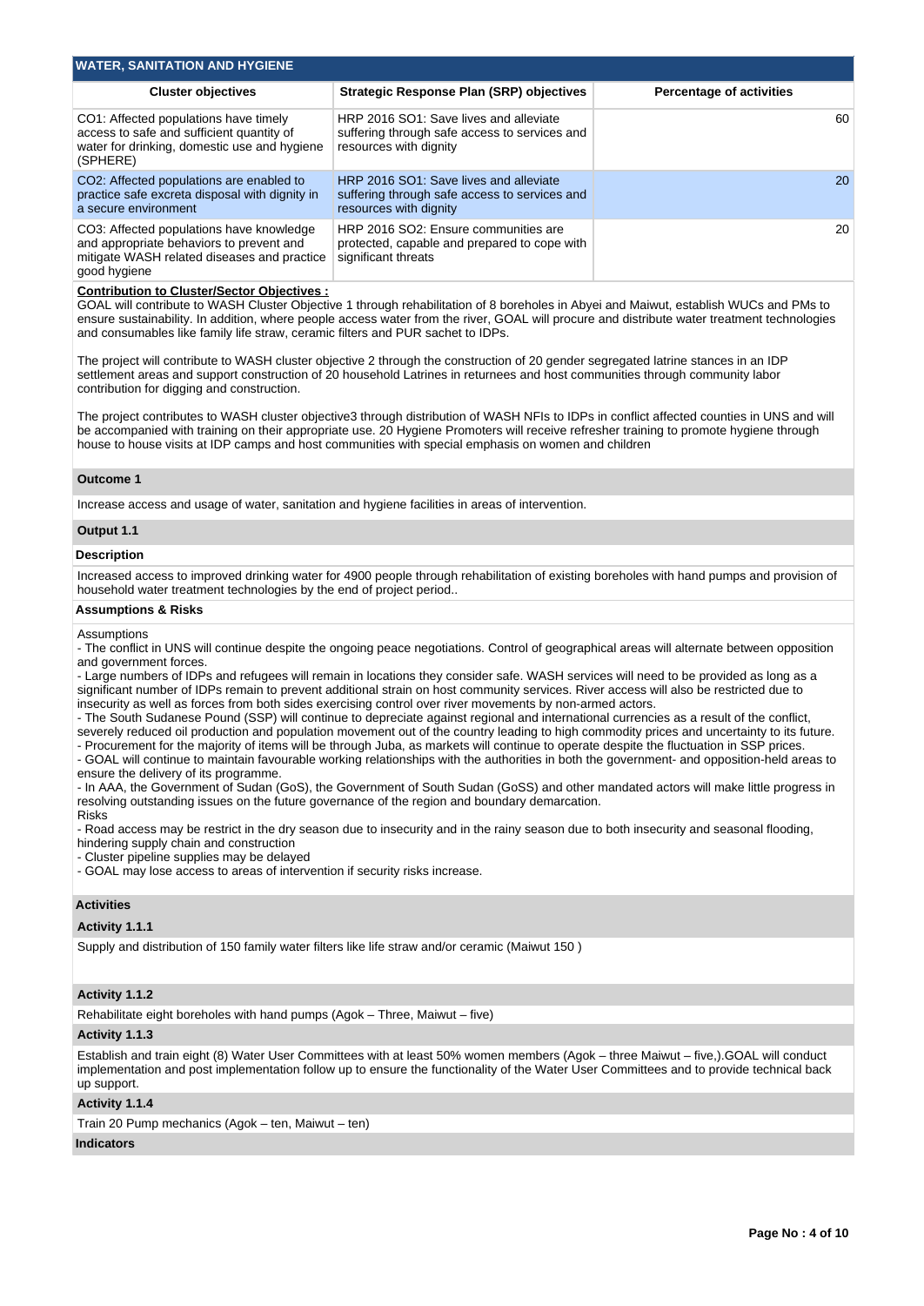## WATER, SANITATION AND HYGIENE

| Cluster objectives | Strategic Response Plan (SRP) objectives | Percentage of activities |
|---|---|---|
| CO1: Affected populations have timely access to safe and sufficient quantity of water for drinking, domestic use and hygiene (SPHERE) | HRP 2016 SO1: Save lives and alleviate suffering through safe access to services and resources with dignity | 60 |
| CO2: Affected populations are enabled to practice safe excreta disposal with dignity in a secure environment | HRP 2016 SO1: Save lives and alleviate suffering through safe access to services and resources with dignity | 20 |
| CO3: Affected populations have knowledge and appropriate behaviors to prevent and mitigate WASH related diseases and practice good hygiene | HRP 2016 SO2: Ensure communities are protected, capable and prepared to cope with significant threats | 20 |

**Contribution to Cluster/Sector Objectives :**

GOAL will contribute to WASH Cluster Objective 1 through rehabilitation of 8 boreholes in Abyei and Maiwut, establish WUCs and PMs to ensure sustainability. In addition, where people access water from the river, GOAL will procure and distribute water treatment technologies and consumables like family life straw, ceramic filters and PUR sachet to IDPs.

The project will contribute to WASH cluster objective 2 through the construction of 20 gender segregated latrine stances in an IDP settlement areas and support construction of 20 household Latrines in returnees and host communities through community labor contribution for digging and construction.

The project contributes to WASH cluster objective3 through distribution of WASH NFIs to IDPs in conflict affected counties in UNS and will be accompanied with training on their appropriate use. 20 Hygiene Promoters will receive refresher training to promote hygiene through house to house visits at IDP camps and host communities with special emphasis on women and children

### Outcome 1

Increase access and usage of water, sanitation and hygiene facilities in areas of intervention.

### Output 1.1

**Description**

Increased access to improved drinking water for 4900 people through rehabilitation of existing boreholes with hand pumps and provision of household water treatment technologies by the end of project period..

**Assumptions & Risks**

Assumptions
- The conflict in UNS will continue despite the ongoing peace negotiations. Control of geographical areas will alternate between opposition and government forces.
- Large numbers of IDPs and refugees will remain in locations they consider safe. WASH services will need to be provided as long as a significant number of IDPs remain to prevent additional strain on host community services. River access will also be restricted due to insecurity as well as forces from both sides exercising control over river movements by non-armed actors.
- The South Sudanese Pound (SSP) will continue to depreciate against regional and international currencies as a result of the conflict, severely reduced oil production and population movement out of the country leading to high commodity prices and uncertainty to its future.
- Procurement for the majority of items will be through Juba, as markets will continue to operate despite the fluctuation in SSP prices.
- GOAL will continue to maintain favourable working relationships with the authorities in both the government- and opposition-held areas to ensure the delivery of its programme.
- In AAA, the Government of Sudan (GoS), the Government of South Sudan (GoSS) and other mandated actors will make little progress in resolving outstanding issues on the future governance of the region and boundary demarcation.

Risks
- Road access may be restrict in the dry season due to insecurity and in the rainy season due to both insecurity and seasonal flooding, hindering supply chain and construction
- Cluster pipeline supplies may be delayed
- GOAL may lose access to areas of intervention if security risks increase.

**Activities**

**Activity 1.1.1**

Supply and distribution of 150 family water filters like life straw and/or ceramic (Maiwut 150 )

**Activity 1.1.2**

Rehabilitate eight boreholes with hand pumps (Agok – Three, Maiwut – five)

**Activity 1.1.3**

Establish and train eight (8) Water User Committees with at least 50% women members (Agok – three Maiwut – five,).GOAL will conduct implementation and post implementation follow up to ensure the functionality of the Water User Committees and to provide technical back up support.

**Activity 1.1.4**

Train 20 Pump mechanics (Agok – ten, Maiwut – ten)

**Indicators**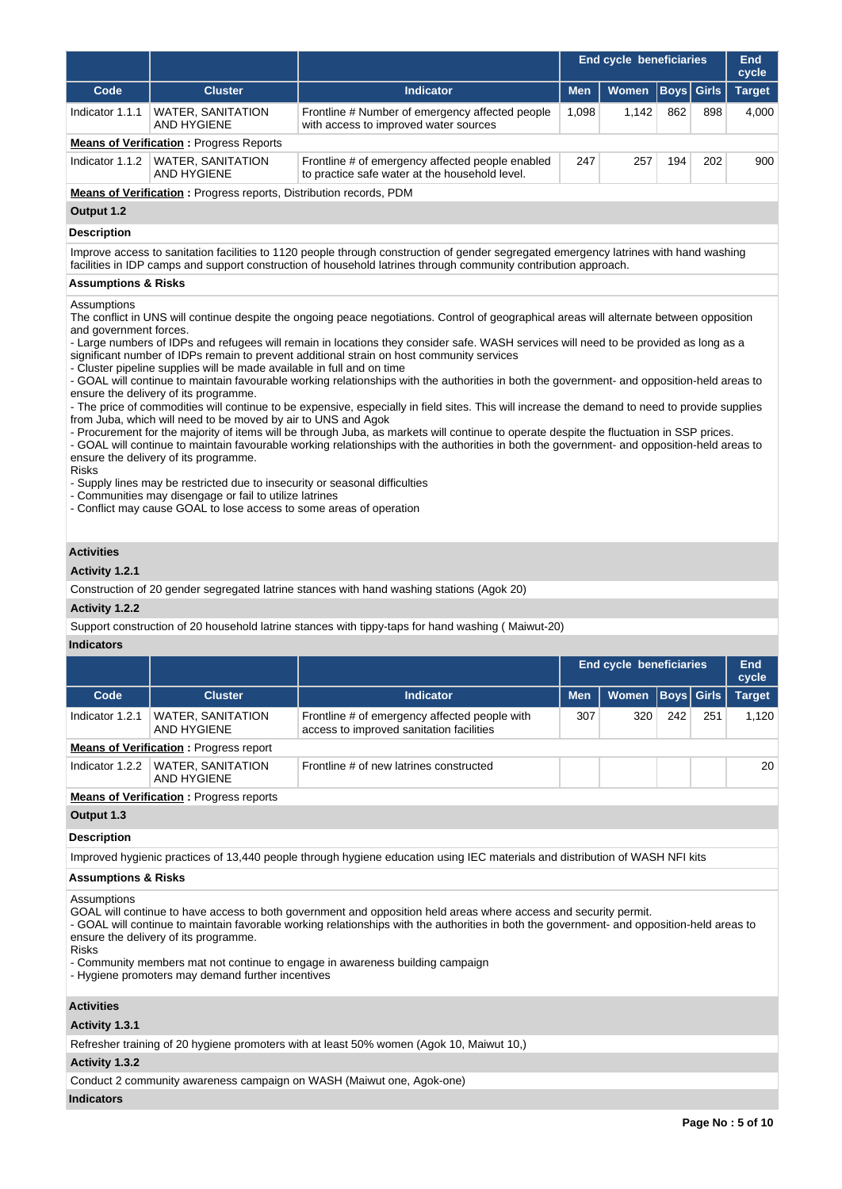| | | | End cycle beneficiaries | | | | End cycle |
|---|---|---|---|---|---|---|---|
| **Code** | **Cluster** | **Indicator** | **Men** | **Women** | **Boys** | **Girls** | **Target** |
| Indicator 1.1.1 | WATER, SANITATION AND HYGIENE | Frontline # Number of emergency affected people with access to improved water sources | 1,098 | 1,142 | 862 | 898 | 4,000 |
| **Means of Verification :** Progress Reports | | | | | | | |
| Indicator 1.1.2 | WATER, SANITATION AND HYGIENE | Frontline # of emergency affected people enabled to practice safe water at the household level. | 247 | 257 | 194 | 202 | 900 |
| **Means of Verification :** Progress reports, Distribution records, PDM | | | | | | | |

### Output 1.2

**Description**

Improve access to sanitation facilities to 1120 people through construction of gender segregated emergency latrines with hand washing facilities in IDP camps and support construction of household latrines through community contribution approach.

**Assumptions & Risks**

Assumptions
The conflict in UNS will continue despite the ongoing peace negotiations. Control of geographical areas will alternate between opposition and government forces.
- Large numbers of IDPs and refugees will remain in locations they consider safe. WASH services will need to be provided as long as a significant number of IDPs remain to prevent additional strain on host community services
- Cluster pipeline supplies will be made available in full and on time
- GOAL will continue to maintain favourable working relationships with the authorities in both the government- and opposition-held areas to ensure the delivery of its programme.
- The price of commodities will continue to be expensive, especially in field sites. This will increase the demand to need to provide supplies from Juba, which will need to be moved by air to UNS and Agok
- Procurement for the majority of items will be through Juba, as markets will continue to operate despite the fluctuation in SSP prices.
- GOAL will continue to maintain favourable working relationships with the authorities in both the government- and opposition-held areas to ensure the delivery of its programme.
Risks
- Supply lines may be restricted due to insecurity or seasonal difficulties
- Communities may disengage or fail to utilize latrines
- Conflict may cause GOAL to lose access to some areas of operation

**Activities**

**Activity 1.2.1**

Construction of 20 gender segregated latrine stances with hand washing stations (Agok 20)

**Activity 1.2.2**

Support construction of 20 household latrine stances with tippy-taps for hand washing ( Maiwut-20)

**Indicators**

| | | | End cycle beneficiaries | | | | End cycle |
|---|---|---|---|---|---|---|---|
| **Code** | **Cluster** | **Indicator** | **Men** | **Women** | **Boys** | **Girls** | **Target** |
| Indicator 1.2.1 | WATER, SANITATION AND HYGIENE | Frontline # of emergency affected people with access to improved sanitation facilities | 307 | 320 | 242 | 251 | 1,120 |
| **Means of Verification :** Progress report | | | | | | | |
| Indicator 1.2.2 | WATER, SANITATION AND HYGIENE | Frontline # of new latrines constructed | | | | | 20 |
| **Means of Verification :** Progress reports | | | | | | | |

### Output 1.3

**Description**

Improved hygienic practices of 13,440 people through hygiene education using IEC materials and distribution of WASH NFI kits

**Assumptions & Risks**

Assumptions
GOAL will continue to have access to both government and opposition held areas where access and security permit.
- GOAL will continue to maintain favorable working relationships with the authorities in both the government- and opposition-held areas to ensure the delivery of its programme.
Risks
- Community members mat not continue to engage in awareness building campaign
- Hygiene promoters may demand further incentives

**Activities**

**Activity 1.3.1**

Refresher training of 20 hygiene promoters with at least 50% women (Agok 10, Maiwut 10,)

**Activity 1.3.2**

Conduct 2 community awareness campaign on WASH (Maiwut one, Agok-one)

**Indicators**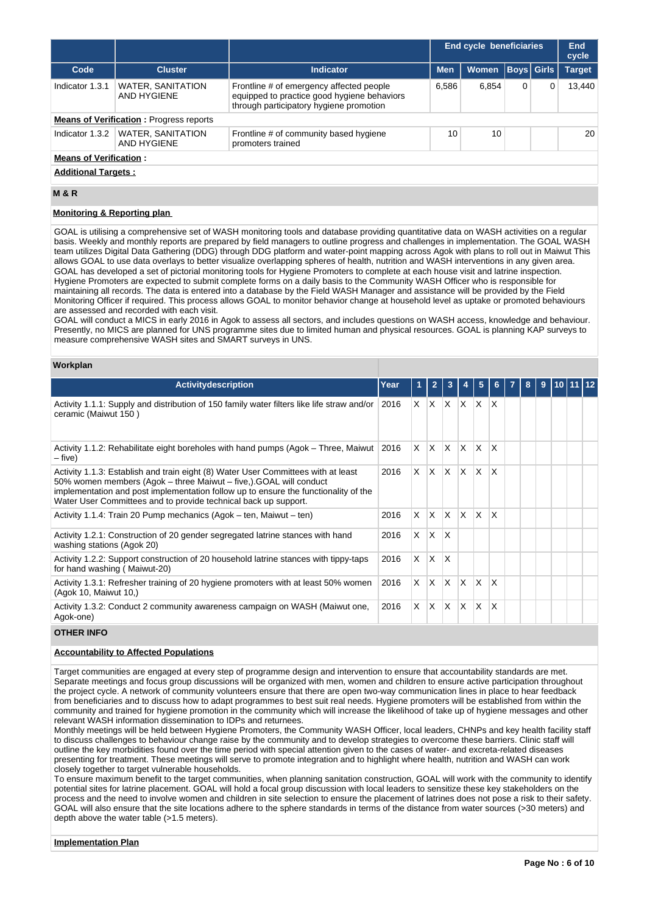| Code | Cluster | Indicator | End cycle beneficiaries | | | | End cycle |
|---|---|---|---|---|---|---|---|
| | | | Men | Women | Boys | Girls | Target |
| Indicator 1.3.1 | WATER, SANITATION AND HYGIENE | Frontline # of emergency affected people equipped to practice good hygiene behaviors through participatory hygiene promotion | 6,586 | 6,854 | 0 | 0 | 13,440 |

**Means of Verification** : Progress reports

| Code | Cluster | Indicator | Men | Women | Boys | Girls | Target |
|---|---|---|---|---|---|---|---|
| Indicator 1.3.2 | WATER, SANITATION AND HYGIENE | Frontline # of community based hygiene promoters trained | 10 | 10 | | | 20 |

**Means of Verification :**

**Additional Targets :**

## M & R

**Monitoring & Reporting plan**

GOAL is utilising a comprehensive set of WASH monitoring tools and database providing quantitative data on WASH activities on a regular basis. Weekly and monthly reports are prepared by field managers to outline progress and challenges in implementation. The GOAL WASH team utilizes Digital Data Gathering (DDG) through DDG platform and water-point mapping across Agok with plans to roll out in Maiwut This allows GOAL to use data overlays to better visualize overlapping spheres of health, nutrition and WASH interventions in any given area. GOAL has developed a set of pictorial monitoring tools for Hygiene Promoters to complete at each house visit and latrine inspection. Hygiene Promoters are expected to submit complete forms on a daily basis to the Community WASH Officer who is responsible for maintaining all records. The data is entered into a database by the Field WASH Manager and assistance will be provided by the Field Monitoring Officer if required. This process allows GOAL to monitor behavior change at household level as uptake or promoted behaviours are assessed and recorded with each visit.
GOAL will conduct a MICS in early 2016 in Agok to assess all sectors, and includes questions on WASH access, knowledge and behaviour. Presently, no MICS are planned for UNS programme sites due to limited human and physical resources. GOAL is planning KAP surveys to measure comprehensive WASH sites and SMART surveys in UNS.

**Workplan**

| Activitydescription | Year | 1 | 2 | 3 | 4 | 5 | 6 | 7 | 8 | 9 | 10 | 11 | 12 |
|---|---|---|---|---|---|---|---|---|---|---|---|---|---|
| Activity 1.1.1: Supply and distribution of 150 family water filters like life straw and/or ceramic (Maiwut 150 ) | 2016 | X | X | X | X | X | X | | | | | | |
| Activity 1.1.2: Rehabilitate eight boreholes with hand pumps (Agok – Three, Maiwut – five) | 2016 | X | X | X | X | X | X | | | | | | |
| Activity 1.1.3: Establish and train eight (8) Water User Committees with at least 50% women members (Agok – three Maiwut – five,).GOAL will conduct implementation and post implementation follow up to ensure the functionality of the Water User Committees and to provide technical back up support. | 2016 | X | X | X | X | X | X | | | | | | |
| Activity 1.1.4: Train 20 Pump mechanics (Agok – ten, Maiwut – ten) | 2016 | X | X | X | X | X | X | | | | | | |
| Activity 1.2.1: Construction of 20 gender segregated latrine stances with hand washing stations (Agok 20) | 2016 | X | X | X | | | | | | | | | |
| Activity 1.2.2: Support construction of 20 household latrine stances with tippy-taps for hand washing ( Maiwut-20) | 2016 | X | X | X | | | | | | | | | |
| Activity 1.3.1: Refresher training of 20 hygiene promoters with at least 50% women (Agok 10, Maiwut 10,) | 2016 | X | X | X | X | X | X | | | | | | |
| Activity 1.3.2: Conduct 2 community awareness campaign on WASH (Maiwut one, Agok-one) | 2016 | X | X | X | X | X | X | | | | | | |

## OTHER INFO

**Accountability to Affected Populations**

Target communities are engaged at every step of programme design and intervention to ensure that accountability standards are met. Separate meetings and focus group discussions will be organized with men, women and children to ensure active participation throughout the project cycle. A network of community volunteers ensure that there are open two-way communication lines in place to hear feedback from beneficiaries and to discuss how to adapt programmes to best suit real needs. Hygiene promoters will be established from within the community and trained for hygiene promotion in the community which will increase the likelihood of take up of hygiene messages and other relevant WASH information dissemination to IDPs and returnees.
Monthly meetings will be held between Hygiene Promoters, the Community WASH Officer, local leaders, CHNPs and key health facility staff to discuss challenges to behaviour change raise by the community and to develop strategies to overcome these barriers. Clinic staff will outline the key morbidities found over the time period with special attention given to the cases of water- and excreta-related diseases presenting for treatment. These meetings will serve to promote integration and to highlight where health, nutrition and WASH can work closely together to target vulnerable households.
To ensure maximum benefit to the target communities, when planning sanitation construction, GOAL will work with the community to identify potential sites for latrine placement. GOAL will hold a focal group discussion with local leaders to sensitize these key stakeholders on the process and the need to involve women and children in site selection to ensure the placement of latrines does not pose a risk to their safety. GOAL will also ensure that the site locations adhere to the sphere standards in terms of the distance from water sources (>30 meters) and depth above the water table (>1.5 meters).

**Implementation Plan**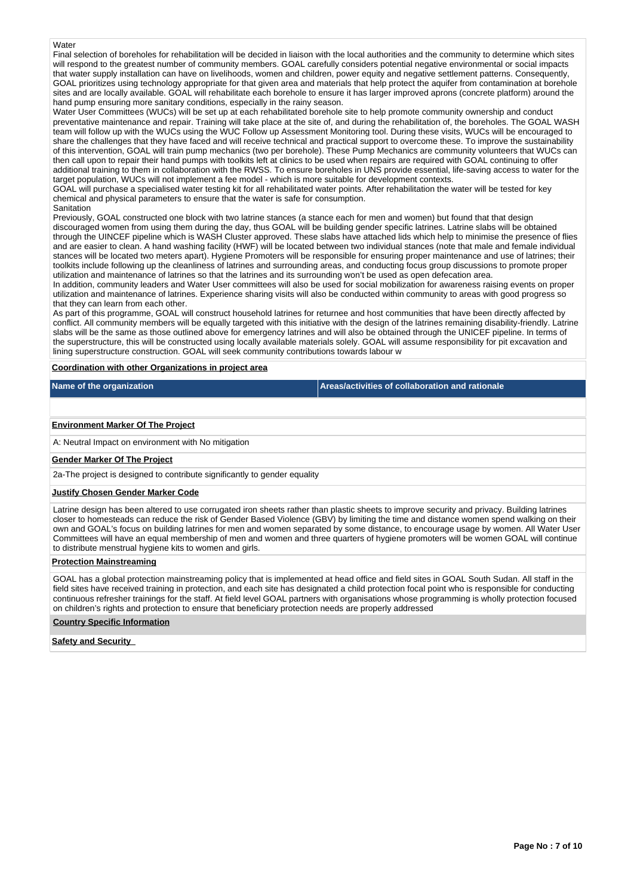Water

Final selection of boreholes for rehabilitation will be decided in liaison with the local authorities and the community to determine which sites will respond to the greatest number of community members. GOAL carefully considers potential negative environmental or social impacts that water supply installation can have on livelihoods, women and children, power equity and negative settlement patterns. Consequently, GOAL prioritizes using technology appropriate for that given area and materials that help protect the aquifer from contamination at borehole sites and are locally available. GOAL will rehabilitate each borehole to ensure it has larger improved aprons (concrete platform) around the hand pump ensuring more sanitary conditions, especially in the rainy season.

Water User Committees (WUCs) will be set up at each rehabilitated borehole site to help promote community ownership and conduct preventative maintenance and repair. Training will take place at the site of, and during the rehabilitation of, the boreholes. The GOAL WASH team will follow up with the WUCs using the WUC Follow up Assessment Monitoring tool. During these visits, WUCs will be encouraged to share the challenges that they have faced and will receive technical and practical support to overcome these. To improve the sustainability of this intervention, GOAL will train pump mechanics (two per borehole). These Pump Mechanics are community volunteers that WUCs can then call upon to repair their hand pumps with toolkits left at clinics to be used when repairs are required with GOAL continuing to offer additional training to them in collaboration with the RWSS. To ensure boreholes in UNS provide essential, life-saving access to water for the target population, WUCs will not implement a fee model - which is more suitable for development contexts.

GOAL will purchase a specialised water testing kit for all rehabilitated water points. After rehabilitation the water will be tested for key chemical and physical parameters to ensure that the water is safe for consumption.

Sanitation

Previously, GOAL constructed one block with two latrine stances (a stance each for men and women) but found that that design discouraged women from using them during the day, thus GOAL will be building gender specific latrines. Latrine slabs will be obtained through the UINCEF pipeline which is WASH Cluster approved. These slabs have attached lids which help to minimise the presence of flies and are easier to clean. A hand washing facility (HWF) will be located between two individual stances (note that male and female individual stances will be located two meters apart). Hygiene Promoters will be responsible for ensuring proper maintenance and use of latrines; their toolkits include following up the cleanliness of latrines and surrounding areas, and conducting focus group discussions to promote proper utilization and maintenance of latrines so that the latrines and its surrounding won't be used as open defecation area.

In addition, community leaders and Water User committees will also be used for social mobilization for awareness raising events on proper utilization and maintenance of latrines. Experience sharing visits will also be conducted within community to areas with good progress so that they can learn from each other.

As part of this programme, GOAL will construct household latrines for returnee and host communities that have been directly affected by conflict. All community members will be equally targeted with this initiative with the design of the latrines remaining disability-friendly. Latrine slabs will be the same as those outlined above for emergency latrines and will also be obtained through the UNICEF pipeline. In terms of the superstructure, this will be constructed using locally available materials solely. GOAL will assume responsibility for pit excavation and lining superstructure construction. GOAL will seek community contributions towards labour w

**Coordination with other Organizations in project area**

| Name of the organization | Areas/activities of collaboration and rationale |
|---|---|
| | |

**Environment Marker Of The Project**

A: Neutral Impact on environment with No mitigation

**Gender Marker Of The Project**

2a-The project is designed to contribute significantly to gender equality

**Justify Chosen Gender Marker Code**

Latrine design has been altered to use corrugated iron sheets rather than plastic sheets to improve security and privacy. Building latrines closer to homesteads can reduce the risk of Gender Based Violence (GBV) by limiting the time and distance women spend walking on their own and GOAL's focus on building latrines for men and women separated by some distance, to encourage usage by women. All Water User Committees will have an equal membership of men and women and three quarters of hygiene promoters will be women GOAL will continue to distribute menstrual hygiene kits to women and girls.

**Protection Mainstreaming**

GOAL has a global protection mainstreaming policy that is implemented at head office and field sites in GOAL South Sudan. All staff in the field sites have received training in protection, and each site has designated a child protection focal point who is responsible for conducting continuous refresher trainings for the staff. At field level GOAL partners with organisations whose programming is wholly protection focused on children's rights and protection to ensure that beneficiary protection needs are properly addressed

**Country Specific Information**

**Safety and Security**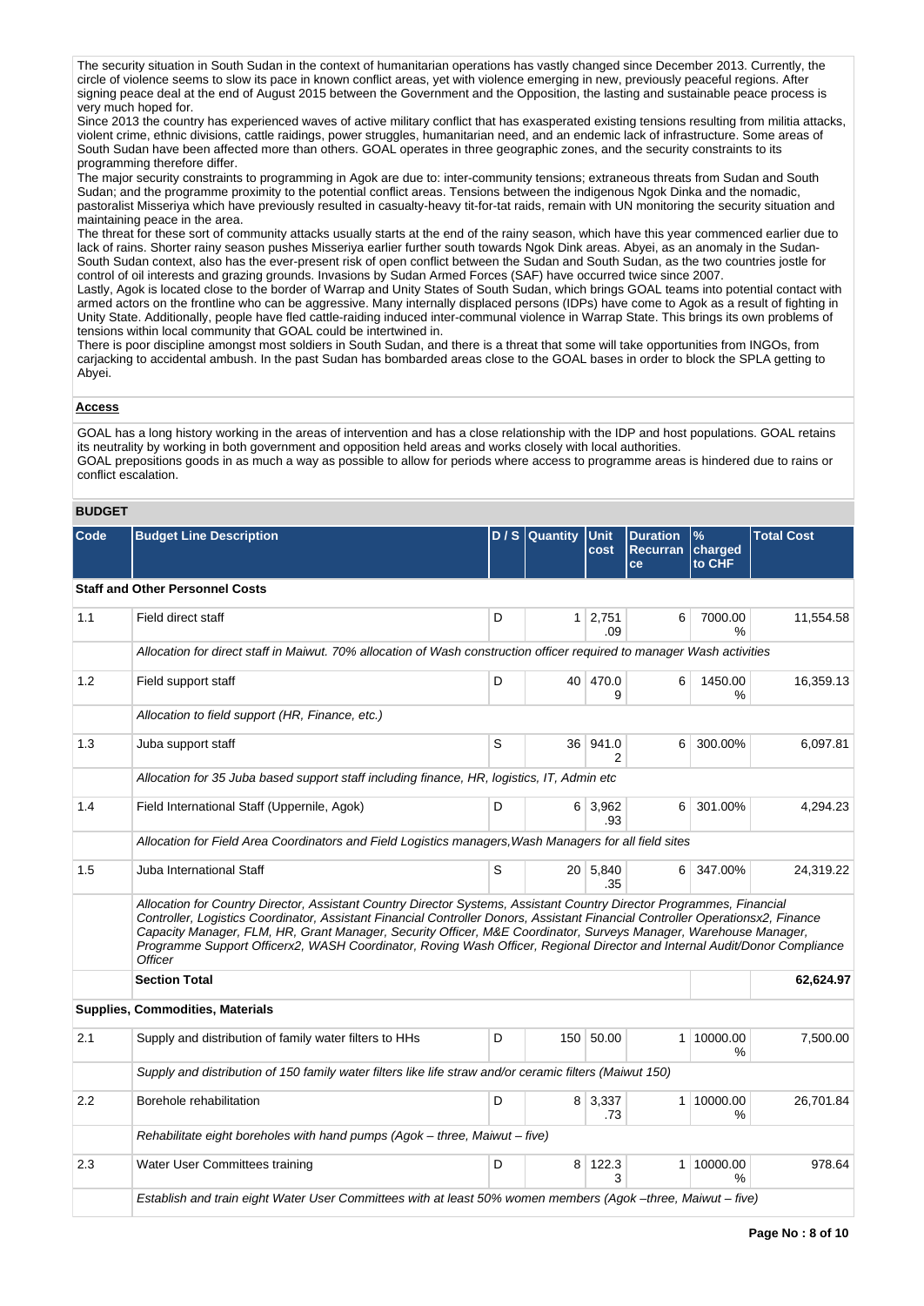The security situation in South Sudan in the context of humanitarian operations has vastly changed since December 2013. Currently, the circle of violence seems to slow its pace in known conflict areas, yet with violence emerging in new, previously peaceful regions. After signing peace deal at the end of August 2015 between the Government and the Opposition, the lasting and sustainable peace process is very much hoped for.

Since 2013 the country has experienced waves of active military conflict that has exasperated existing tensions resulting from militia attacks, violent crime, ethnic divisions, cattle raidings, power struggles, humanitarian need, and an endemic lack of infrastructure. Some areas of South Sudan have been affected more than others. GOAL operates in three geographic zones, and the security constraints to its programming therefore differ.

The major security constraints to programming in Agok are due to: inter-community tensions; extraneous threats from Sudan and South Sudan; and the programme proximity to the potential conflict areas. Tensions between the indigenous Ngok Dinka and the nomadic, pastoralist Misseriya which have previously resulted in casualty-heavy tit-for-tat raids, remain with UN monitoring the security situation and maintaining peace in the area.

The threat for these sort of community attacks usually starts at the end of the rainy season, which have this year commenced earlier due to lack of rains. Shorter rainy season pushes Misseriya earlier further south towards Ngok Dink areas. Abyei, as an anomaly in the Sudan-South Sudan context, also has the ever-present risk of open conflict between the Sudan and South Sudan, as the two countries jostle for control of oil interests and grazing grounds. Invasions by Sudan Armed Forces (SAF) have occurred twice since 2007.

Lastly, Agok is located close to the border of Warrap and Unity States of South Sudan, which brings GOAL teams into potential contact with armed actors on the frontline who can be aggressive. Many internally displaced persons (IDPs) have come to Agok as a result of fighting in Unity State. Additionally, people have fled cattle-raiding induced inter-communal violence in Warrap State. This brings its own problems of tensions within local community that GOAL could be intertwined in.

There is poor discipline amongst most soldiers in South Sudan, and there is a threat that some will take opportunities from INGOs, from carjacking to accidental ambush. In the past Sudan has bombarded areas close to the GOAL bases in order to block the SPLA getting to Abyei.

**Access**

GOAL has a long history working in the areas of intervention and has a close relationship with the IDP and host populations. GOAL retains its neutrality by working in both government and opposition held areas and works closely with local authorities.

GOAL prepositions goods in as much a way as possible to allow for periods where access to programme areas is hindered due to rains or conflict escalation.

## BUDGET

| Code | Budget Line Description | D / S | Quantity | Unit cost | Duration Recurrance | % charged to CHF | Total Cost |
|---|---|---|---|---|---|---|---|
| **Staff and Other Personnel Costs** | | | | | | | |
| 1.1 | Field direct staff | D | 1 | 2,751.09 | 6 | 7000.00 % | 11,554.58 |
| | *Allocation for direct staff in Maiwut. 70% allocation of Wash construction officer required to manager Wash activities* | | | | | | |
| 1.2 | Field support staff | D | 40 | 470.09 | 6 | 1450.00 % | 16,359.13 |
| | *Allocation to field support (HR, Finance, etc.)* | | | | | | |
| 1.3 | Juba support staff | S | 36 | 941.02 | 6 | 300.00% | 6,097.81 |
| | *Allocation for 35 Juba based support staff including finance, HR, logistics, IT, Admin etc* | | | | | | |
| 1.4 | Field International Staff (Uppernile, Agok) | D | 6 | 3,962.93 | 6 | 301.00% | 4,294.23 |
| | *Allocation for Field Area Coordinators and Field Logistics managers,Wash Managers for all field sites* | | | | | | |
| 1.5 | Juba International Staff | S | 20 | 5,840.35 | 6 | 347.00% | 24,319.22 |
| | *Allocation for Country Director, Assistant Country Director Systems, Assistant Country Director Programmes, Financial Controller, Logistics Coordinator, Assistant Financial Controller Donors, Assistant Financial Controller Operationsx2, Finance Capacity Manager, FLM, HR, Grant Manager, Security Officer, M&E Coordinator, Surveys Manager, Warehouse Manager, Programme Support Officerx2, WASH Coordinator, Roving Wash Officer, Regional Director and Internal Audit/Donor Compliance Officer* | | | | | | |
| | **Section Total** | | | | | | **62,624.97** |
| **Supplies, Commodities, Materials** | | | | | | | |
| 2.1 | Supply and distribution of family water filters to HHs | D | 150 | 50.00 | 1 | 10000.00 % | 7,500.00 |
| | *Supply and distribution of 150 family water filters like life straw and/or ceramic filters (Maiwut 150)* | | | | | | |
| 2.2 | Borehole rehabilitation | D | 8 | 3,337.73 | 1 | 10000.00 % | 26,701.84 |
| | *Rehabilitate eight boreholes with hand pumps (Agok – three, Maiwut – five)* | | | | | | |
| 2.3 | Water User Committees training | D | 8 | 122.33 | 1 | 10000.00 % | 978.64 |
| | *Establish and train eight Water User Committees with at least 50% women members (Agok –three, Maiwut – five)* | | | | | | |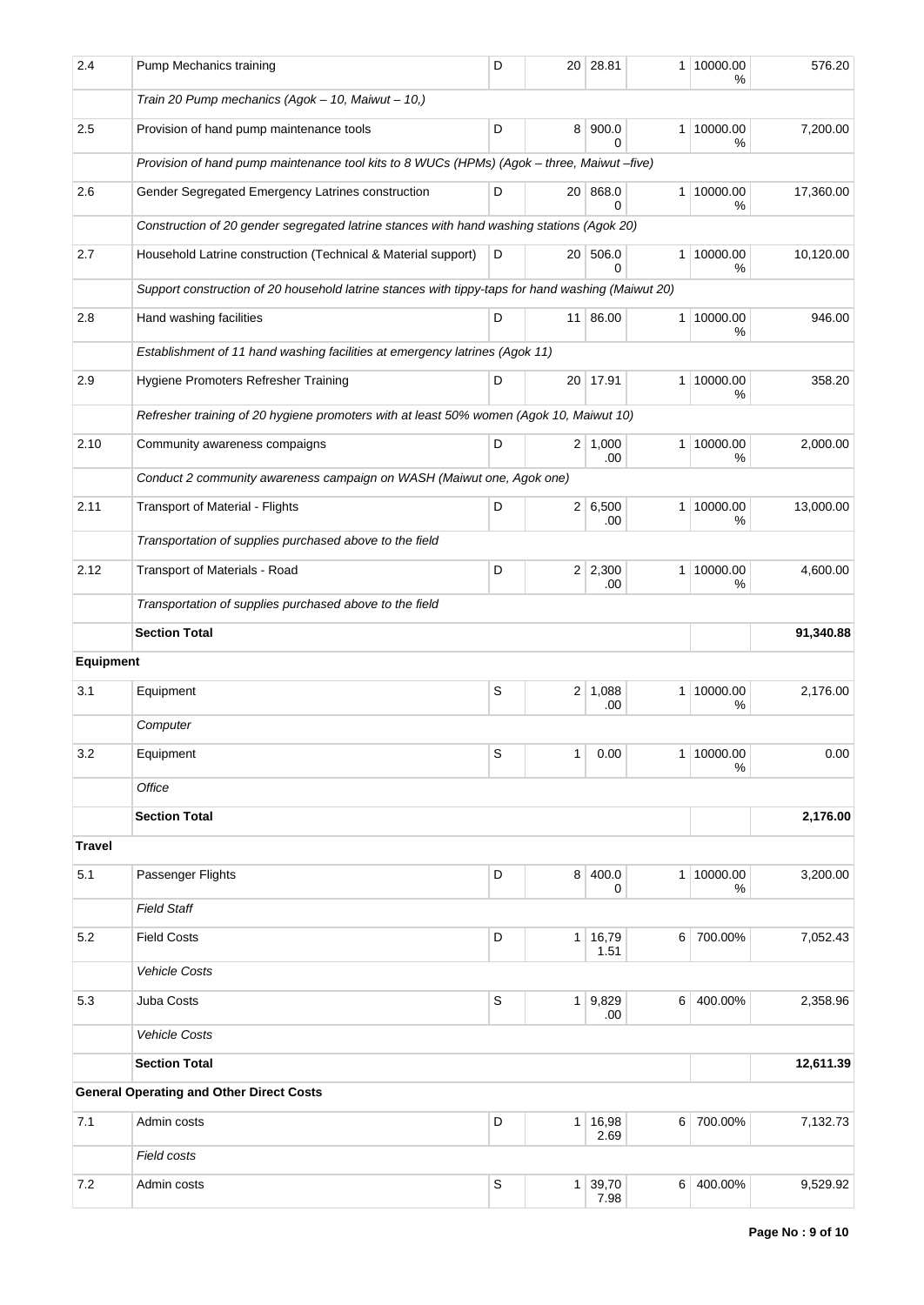| 2.4 | Pump Mechanics training | D | 20 | 28.81 | 1 | 10000.00 % | 576.20 |
|---|---|---|---|---|---|---|---|
| | *Train 20 Pump mechanics (Agok – 10, Maiwut – 10,)* | | | | | | |
| 2.5 | Provision of hand pump maintenance tools | D | 8 | 900.00 | 1 | 10000.00 % | 7,200.00 |
| | *Provision of hand pump maintenance tool kits to 8 WUCs (HPMs) (Agok – three, Maiwut –five)* | | | | | | |
| 2.6 | Gender Segregated Emergency Latrines construction | D | 20 | 868.00 | 1 | 10000.00 % | 17,360.00 |
| | *Construction of 20 gender segregated latrine stances with hand washing stations (Agok 20)* | | | | | | |
| 2.7 | Household Latrine construction (Technical & Material support) | D | 20 | 506.00 | 1 | 10000.00 % | 10,120.00 |
| | *Support construction of 20 household latrine stances with tippy-taps for hand washing (Maiwut 20)* | | | | | | |
| 2.8 | Hand washing facilities | D | 11 | 86.00 | 1 | 10000.00 % | 946.00 |
| | *Establishment of 11 hand washing facilities at emergency latrines (Agok 11)* | | | | | | |
| 2.9 | Hygiene Promoters Refresher Training | D | 20 | 17.91 | 1 | 10000.00 % | 358.20 |
| | *Refresher training of 20 hygiene promoters with at least 50% women (Agok 10, Maiwut 10)* | | | | | | |
| 2.10 | Community awareness compaigns | D | 2 | 1,000.00 | 1 | 10000.00 % | 2,000.00 |
| | *Conduct 2 community awareness campaign on WASH (Maiwut one, Agok one)* | | | | | | |
| 2.11 | Transport of Material - Flights | D | 2 | 6,500.00 | 1 | 10000.00 % | 13,000.00 |
| | *Transportation of supplies purchased above to the field* | | | | | | |
| 2.12 | Transport of Materials - Road | D | 2 | 2,300.00 | 1 | 10000.00 % | 4,600.00 |
| | *Transportation of supplies purchased above to the field* | | | | | | |
| | **Section Total** | | | | | | **91,340.88** |
| **Equipment** | | | | | | | |
| 3.1 | Equipment | S | 2 | 1,088.00 | 1 | 10000.00 % | 2,176.00 |
| | *Computer* | | | | | | |
| 3.2 | Equipment | S | 1 | 0.00 | 1 | 10000.00 % | 0.00 |
| | *Office* | | | | | | |
| | **Section Total** | | | | | | **2,176.00** |
| **Travel** | | | | | | | |
| 5.1 | Passenger Flights | D | 8 | 400.00 | 1 | 10000.00 % | 3,200.00 |
| | *Field Staff* | | | | | | |
| 5.2 | Field Costs | D | 1 | 16,791.51 | 6 | 700.00% | 7,052.43 |
| | *Vehicle Costs* | | | | | | |
| 5.3 | Juba Costs | S | 1 | 9,829.00 | 6 | 400.00% | 2,358.96 |
| | *Vehicle Costs* | | | | | | |
| | **Section Total** | | | | | | **12,611.39** |
| **General Operating and Other Direct Costs** | | | | | | | |
| 7.1 | Admin costs | D | 1 | 16,982.69 | 6 | 700.00% | 7,132.73 |
| | *Field costs* | | | | | | |
| 7.2 | Admin costs | S | 1 | 39,707.98 | 6 | 400.00% | 9,529.92 |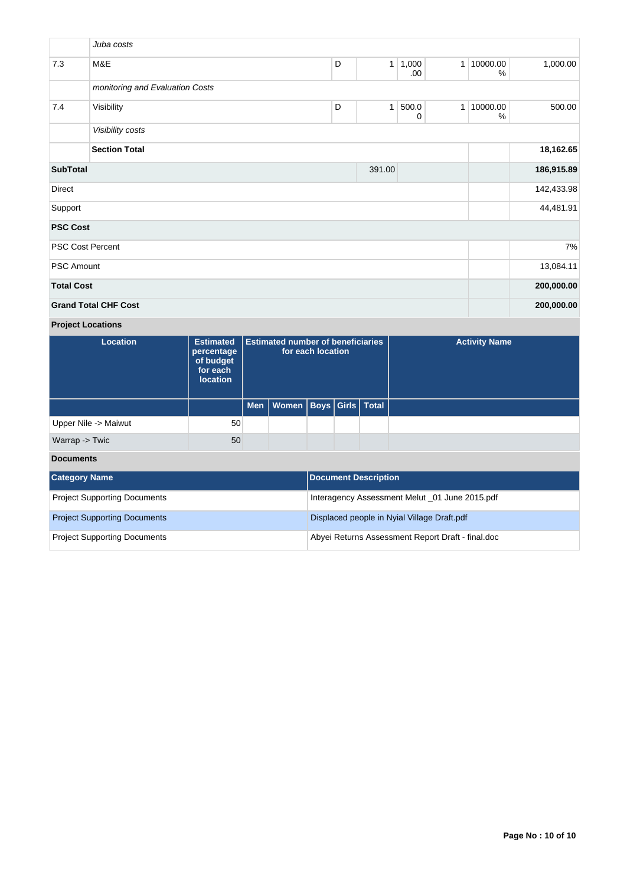| | | | | | | | |
|---|---|---|---|---|---|---|---|
| | *Juba costs* | | | | | | |
| 7.3 | M&E | D | 1 | 1,000.00 | 1 | 10000.00 % | 1,000.00 |
| | *monitoring and Evaluation Costs* | | | | | | |
| 7.4 | Visibility | D | 1 | 500.00 | 1 | 10000.00 % | 500.00 |
| | *Visibility costs* | | | | | | |
| | **Section Total** | | | | | | **18,162.65** |
| **SubTotal** | | | 391.00 | | | | **186,915.89** |
| Direct | | | | | | | 142,433.98 |
| Support | | | | | | | 44,481.91 |
| **PSC Cost** | | | | | | | |
| PSC Cost Percent | | | | | | | 7% |
| PSC Amount | | | | | | | 13,084.11 |
| **Total Cost** | | | | | | | **200,000.00** |
| **Grand Total CHF Cost** | | | | | | | **200,000.00** |

**Project Locations**

| Location | Estimated percentage of budget for each location | Estimated number of beneficiaries for each location | | | | | Activity Name |
|---|---|---|---|---|---|---|---|
| | | Men | Women | Boys | Girls | Total | |
| Upper Nile -> Maiwut | 50 | | | | | | |
| Warrap -> Twic | 50 | | | | | | |

**Documents**

| Category Name | Document Description |
|---|---|
| Project Supporting Documents | Interagency Assessment Melut _01 June 2015.pdf |
| Project Supporting Documents | Displaced people in Nyial Village Draft.pdf |
| Project Supporting Documents | Abyei Returns Assessment Report Draft - final.doc |